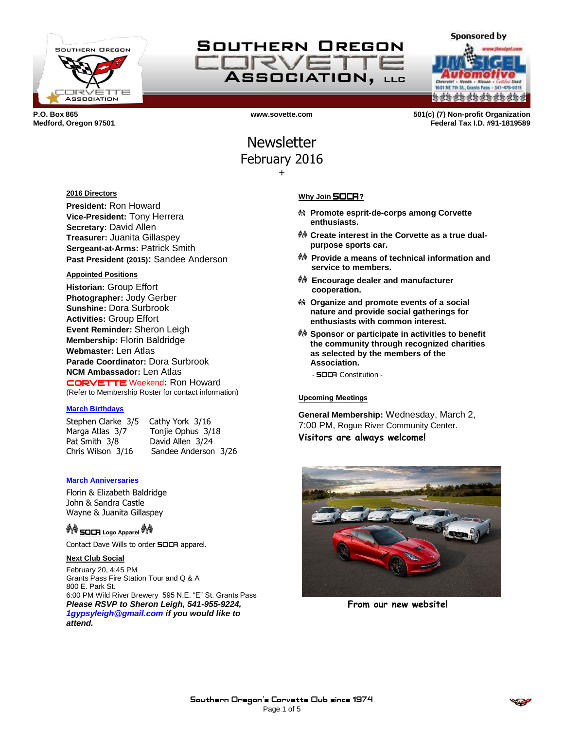# Southern Oregon Corvette Association, LLC

Sponsored by Jim Sigel Automotive

P.O. Box 865
Medford, Oregon 97501

www.sovette.com

501(c) (7) Non-profit Organization
Federal Tax I.D. #91-1819589

# Newsletter
## February 2016

+

### 2016 Directors

**President:** Ron Howard
**Vice-President:** Tony Herrera
**Secretary:** David Allen
**Treasurer:** Juanita Gillaspey
**Sergeant-at-Arms:** Patrick Smith
**Past President (2015):** Sandee Anderson

### Appointed Positions

**Historian:** Group Effort
**Photographer:** Jody Gerber
**Sunshine:** Dora Surbrook
**Activities:** Group Effort
**Event Reminder:** Sheron Leigh
**Membership:** Florin Baldridge
**Webmaster:** Len Atlas
**Parade Coordinator:** Dora Surbrook
**NCM Ambassador:** Len Atlas
**CORVETTE Weekend:** Ron Howard
(Refer to Membership Roster for contact information)

### March Birthdays

| | |
|---|---|
| Stephen Clarke 3/5 | Cathy York 3/16 |
| Marga Atlas 3/7 | Tonjie Ophus 3/18 |
| Pat Smith 3/8 | David Allen 3/24 |
| Chris Wilson 3/16 | Sandee Anderson 3/26 |

### March Anniversaries

Florin & Elizabeth Baldridge
John & Sandra Castle
Wayne & Juanita Gillaspey

### SOCA Logo Apparel

Contact Dave Wills to order SOCA apparel.

### Next Club Social

February 20, 4:45 PM
Grants Pass Fire Station Tour and Q & A
800 E. Park St.
6:00 PM Wild River Brewery 595 N.E. "E" St. Grants Pass
***Please RSVP to Sheron Leigh, 541-955-9224, 1gypsyleigh@gmail.com if you would like to attend.***

### Why Join SOCA?

- **Promote esprit-de-corps among Corvette enthusiasts.**
- **Create interest in the Corvette as a true dual-purpose sports car.**
- **Provide a means of technical information and service to members.**
- **Encourage dealer and manufacturer cooperation.**
- **Organize and promote events of a social nature and provide social gatherings for enthusiasts with common interest.**
- **Sponsor or participate in activities to benefit the community through recognized charities as selected by the members of the Association.**

- SOCA Constitution -

### Upcoming Meetings

**General Membership:** Wednesday, March 2, 7:00 PM, Rogue River Community Center.

**Visitors are always welcome!**

From our new website!

Southern Oregon's Corvette Club since 1974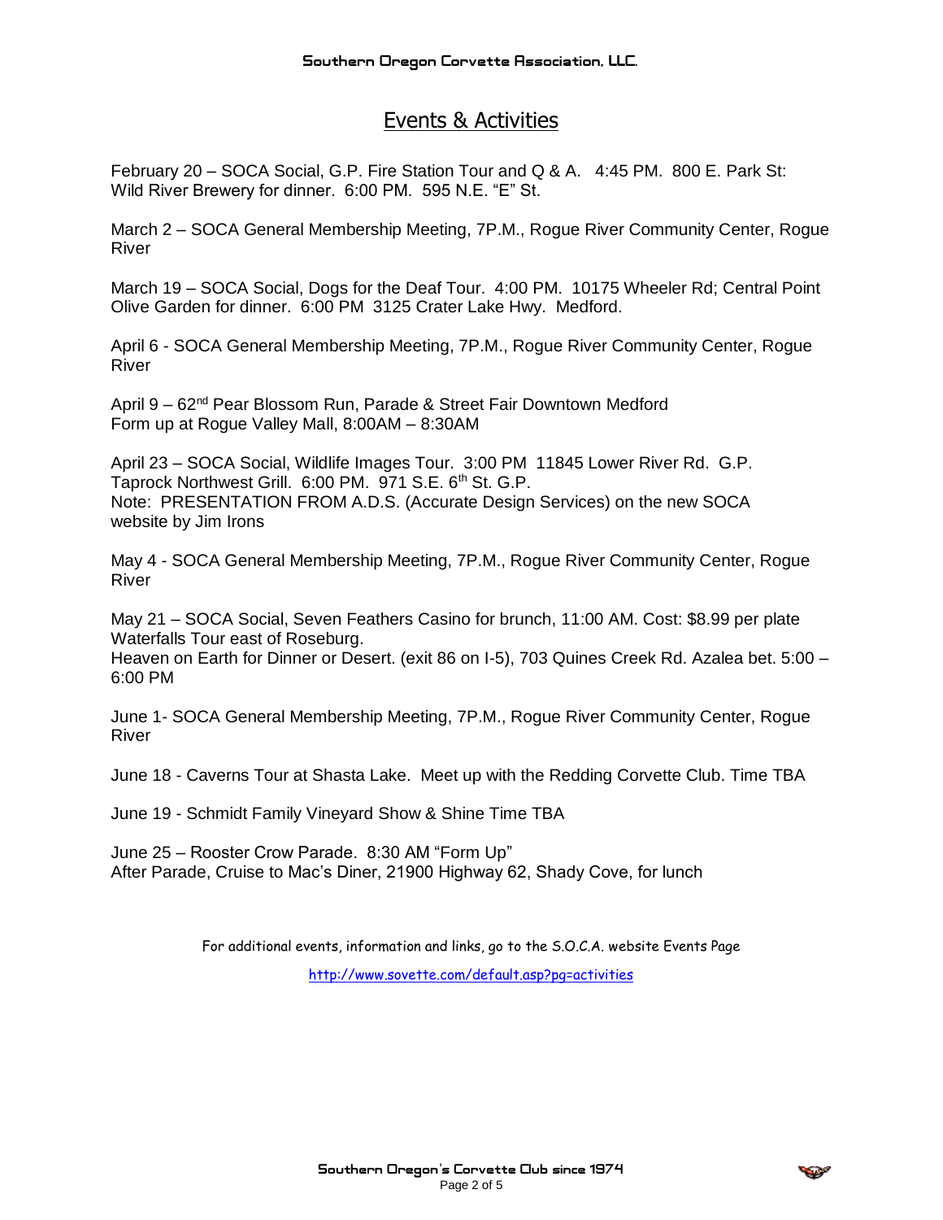# Events & Activities

February 20 – SOCA Social, G.P. Fire Station Tour and Q & A. 4:45 PM. 800 E. Park St:
Wild River Brewery for dinner. 6:00 PM. 595 N.E. "E" St.

March 2 – SOCA General Membership Meeting, 7P.M., Rogue River Community Center, Rogue River

March 19 – SOCA Social, Dogs for the Deaf Tour. 4:00 PM. 10175 Wheeler Rd; Central Point
Olive Garden for dinner. 6:00 PM 3125 Crater Lake Hwy. Medford.

April 6 - SOCA General Membership Meeting, 7P.M., Rogue River Community Center, Rogue River

April 9 – 62nd Pear Blossom Run, Parade & Street Fair Downtown Medford
Form up at Rogue Valley Mall, 8:00AM – 8:30AM

April 23 – SOCA Social, Wildlife Images Tour. 3:00 PM 11845 Lower River Rd. G.P.
Taprock Northwest Grill. 6:00 PM. 971 S.E. 6th St. G.P.
Note: PRESENTATION FROM A.D.S. (Accurate Design Services) on the new SOCA website by Jim Irons

May 4 - SOCA General Membership Meeting, 7P.M., Rogue River Community Center, Rogue River

May 21 – SOCA Social, Seven Feathers Casino for brunch, 11:00 AM. Cost: $8.99 per plate
Waterfalls Tour east of Roseburg.
Heaven on Earth for Dinner or Desert. (exit 86 on I-5), 703 Quines Creek Rd. Azalea bet. 5:00 – 6:00 PM

June 1- SOCA General Membership Meeting, 7P.M., Rogue River Community Center, Rogue River

June 18 - Caverns Tour at Shasta Lake. Meet up with the Redding Corvette Club. Time TBA

June 19 - Schmidt Family Vineyard Show & Shine Time TBA

June 25 – Rooster Crow Parade. 8:30 AM "Form Up"
After Parade, Cruise to Mac's Diner, 21900 Highway 62, Shady Cove, for lunch

For additional events, information and links, go to the S.O.C.A. website Events Page

http://www.sovette.com/default.asp?pg=activities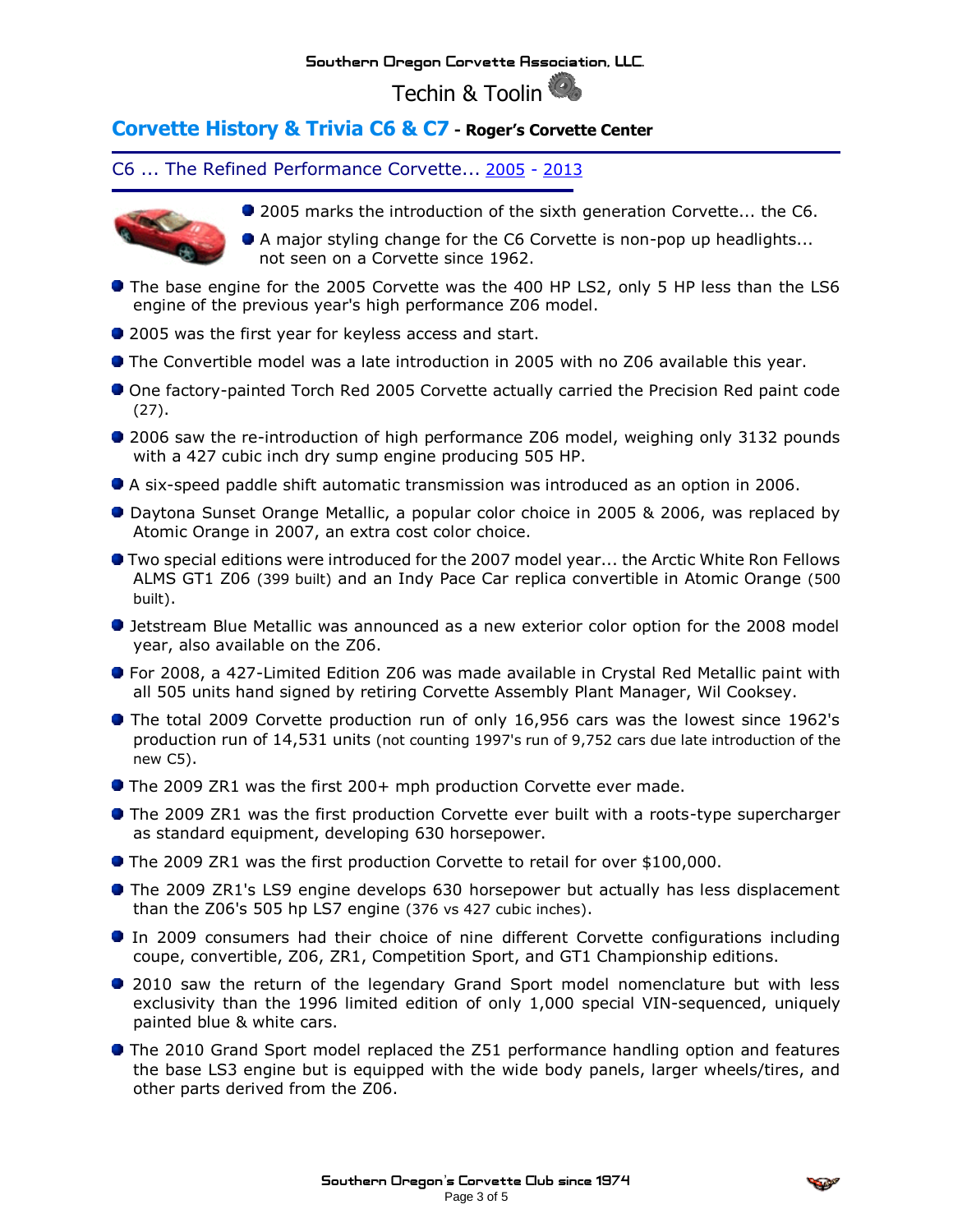Southern Oregon Corvette Association, LLC.

Techin & Toolin

## Corvette History & Trivia C6 & C7 - Roger's Corvette Center

### C6 ... The Refined Performance Corvette... 2005 - 2013

- 2005 marks the introduction of the sixth generation Corvette... the C6.
- A major styling change for the C6 Corvette is non-pop up headlights... not seen on a Corvette since 1962.
- The base engine for the 2005 Corvette was the 400 HP LS2, only 5 HP less than the LS6 engine of the previous year's high performance Z06 model.
- 2005 was the first year for keyless access and start.
- The Convertible model was a late introduction in 2005 with no Z06 available this year.
- One factory-painted Torch Red 2005 Corvette actually carried the Precision Red paint code (27).
- 2006 saw the re-introduction of high performance Z06 model, weighing only 3132 pounds with a 427 cubic inch dry sump engine producing 505 HP.
- A six-speed paddle shift automatic transmission was introduced as an option in 2006.
- Daytona Sunset Orange Metallic, a popular color choice in 2005 & 2006, was replaced by Atomic Orange in 2007, an extra cost color choice.
- Two special editions were introduced for the 2007 model year... the Arctic White Ron Fellows ALMS GT1 Z06 (399 built) and an Indy Pace Car replica convertible in Atomic Orange (500 built).
- Jetstream Blue Metallic was announced as a new exterior color option for the 2008 model year, also available on the Z06.
- For 2008, a 427-Limited Edition Z06 was made available in Crystal Red Metallic paint with all 505 units hand signed by retiring Corvette Assembly Plant Manager, Wil Cooksey.
- The total 2009 Corvette production run of only 16,956 cars was the lowest since 1962's production run of 14,531 units (not counting 1997's run of 9,752 cars due late introduction of the new C5).
- The 2009 ZR1 was the first 200+ mph production Corvette ever made.
- The 2009 ZR1 was the first production Corvette ever built with a roots-type supercharger as standard equipment, developing 630 horsepower.
- The 2009 ZR1 was the first production Corvette to retail for over $100,000.
- The 2009 ZR1's LS9 engine develops 630 horsepower but actually has less displacement than the Z06's 505 hp LS7 engine (376 vs 427 cubic inches).
- In 2009 consumers had their choice of nine different Corvette configurations including coupe, convertible, Z06, ZR1, Competition Sport, and GT1 Championship editions.
- 2010 saw the return of the legendary Grand Sport model nomenclature but with less exclusivity than the 1996 limited edition of only 1,000 special VIN-sequenced, uniquely painted blue & white cars.
- The 2010 Grand Sport model replaced the Z51 performance handling option and features the base LS3 engine but is equipped with the wide body panels, larger wheels/tires, and other parts derived from the Z06.

Southern Oregon's Corvette Club since 1974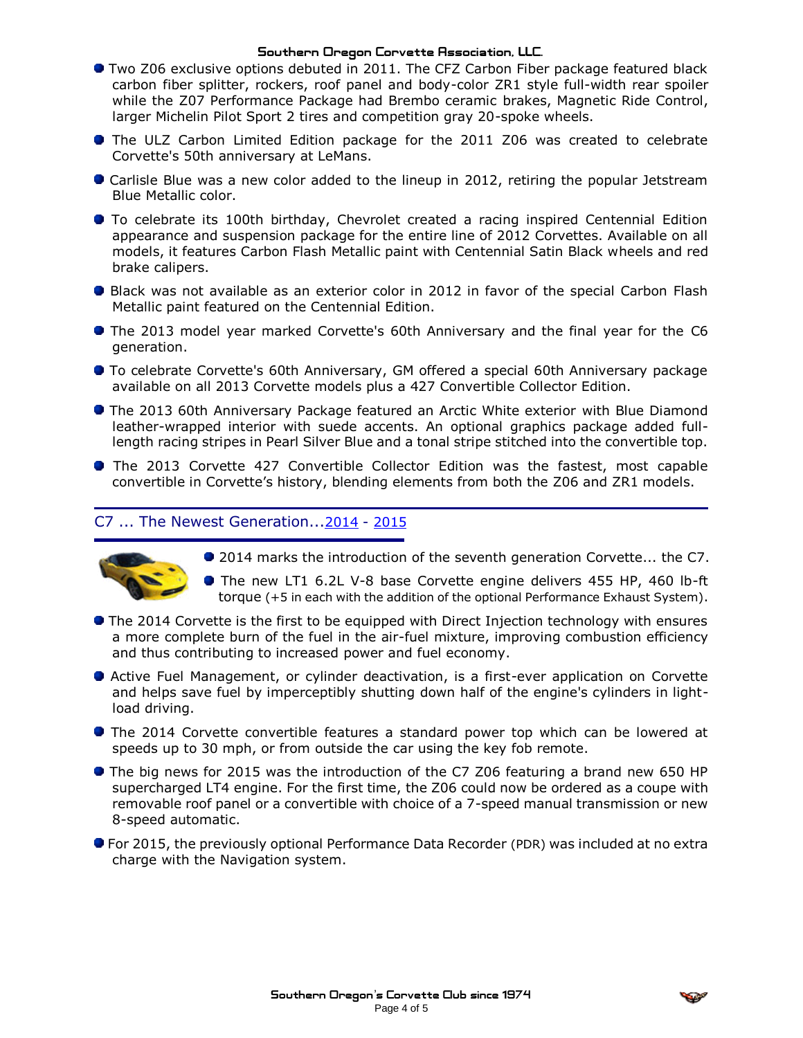- Two Z06 exclusive options debuted in 2011. The CFZ Carbon Fiber package featured black carbon fiber splitter, rockers, roof panel and body-color ZR1 style full-width rear spoiler while the Z07 Performance Package had Brembo ceramic brakes, Magnetic Ride Control, larger Michelin Pilot Sport 2 tires and competition gray 20-spoke wheels.
- The ULZ Carbon Limited Edition package for the 2011 Z06 was created to celebrate Corvette's 50th anniversary at LeMans.
- Carlisle Blue was a new color added to the lineup in 2012, retiring the popular Jetstream Blue Metallic color.
- To celebrate its 100th birthday, Chevrolet created a racing inspired Centennial Edition appearance and suspension package for the entire line of 2012 Corvettes. Available on all models, it features Carbon Flash Metallic paint with Centennial Satin Black wheels and red brake calipers.
- Black was not available as an exterior color in 2012 in favor of the special Carbon Flash Metallic paint featured on the Centennial Edition.
- The 2013 model year marked Corvette's 60th Anniversary and the final year for the C6 generation.
- To celebrate Corvette's 60th Anniversary, GM offered a special 60th Anniversary package available on all 2013 Corvette models plus a 427 Convertible Collector Edition.
- The 2013 60th Anniversary Package featured an Arctic White exterior with Blue Diamond leather-wrapped interior with suede accents. An optional graphics package added full-length racing stripes in Pearl Silver Blue and a tonal stripe stitched into the convertible top.
- The 2013 Corvette 427 Convertible Collector Edition was the fastest, most capable convertible in Corvette's history, blending elements from both the Z06 and ZR1 models.

## C7 ... The Newest Generation...2014 - 2015

- 2014 marks the introduction of the seventh generation Corvette... the C7.
- The new LT1 6.2L V-8 base Corvette engine delivers 455 HP, 460 lb-ft torque (+5 in each with the addition of the optional Performance Exhaust System).
- The 2014 Corvette is the first to be equipped with Direct Injection technology with ensures a more complete burn of the fuel in the air-fuel mixture, improving combustion efficiency and thus contributing to increased power and fuel economy.
- Active Fuel Management, or cylinder deactivation, is a first-ever application on Corvette and helps save fuel by imperceptibly shutting down half of the engine's cylinders in light-load driving.
- The 2014 Corvette convertible features a standard power top which can be lowered at speeds up to 30 mph, or from outside the car using the key fob remote.
- The big news for 2015 was the introduction of the C7 Z06 featuring a brand new 650 HP supercharged LT4 engine. For the first time, the Z06 could now be ordered as a coupe with removable roof panel or a convertible with choice of a 7-speed manual transmission or new 8-speed automatic.
- For 2015, the previously optional Performance Data Recorder (PDR) was included at no extra charge with the Navigation system.